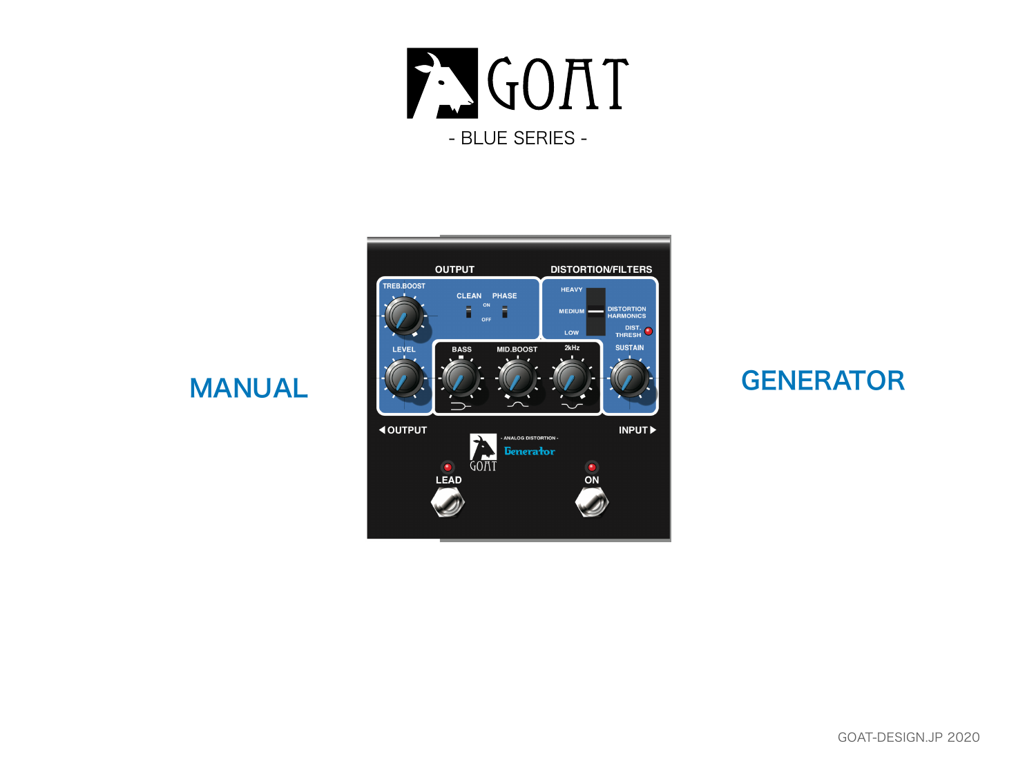# GOAT

- BLUE SERIES -

MANUAL

GENERATOR

GOAT-DESIGN.JP 2020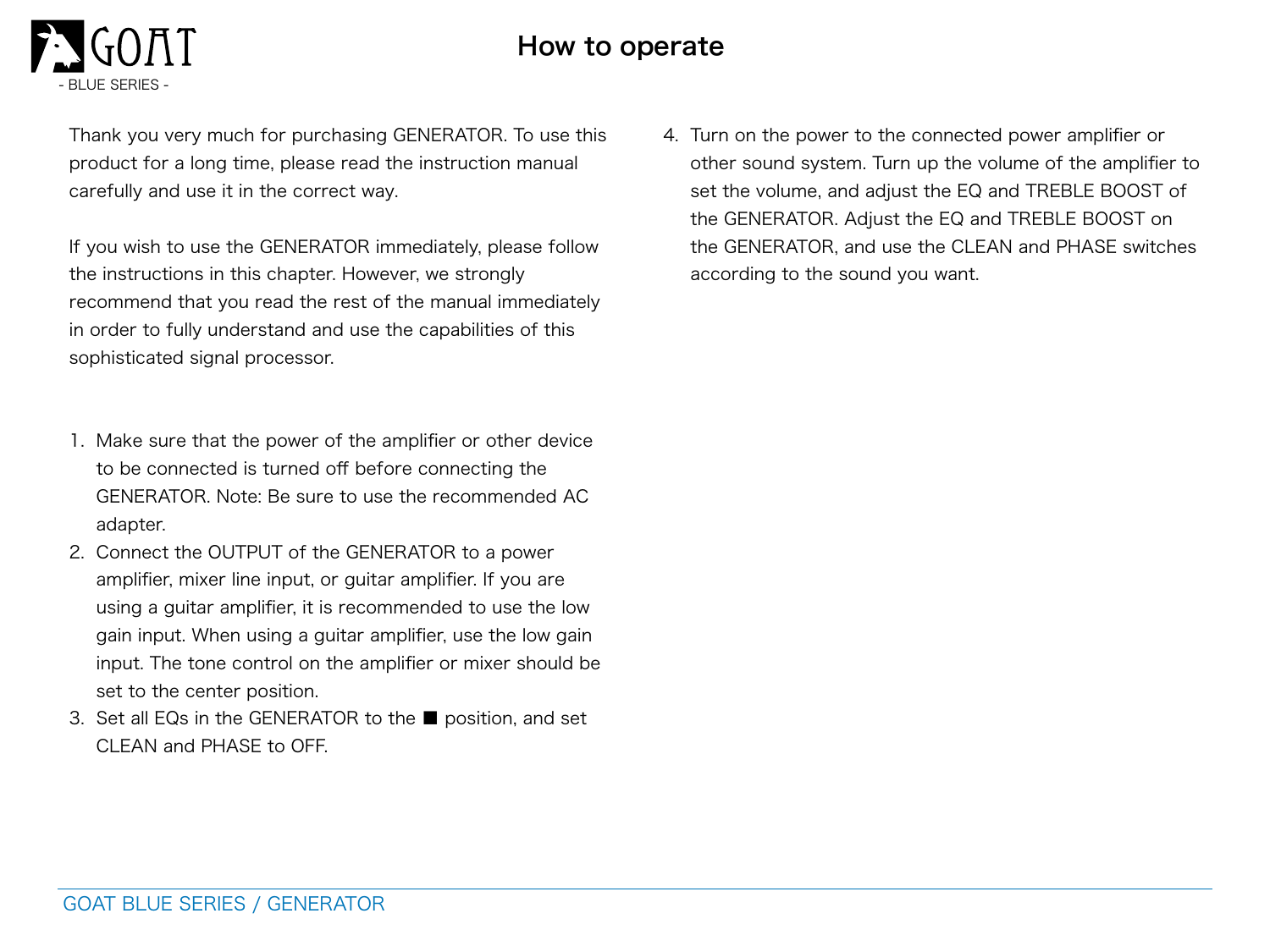# How to operate

Thank you very much for purchasing GENERATOR. To use this product for a long time, please read the instruction manual carefully and use it in the correct way.

If you wish to use the GENERATOR immediately, please follow the instructions in this chapter. However, we strongly recommend that you read the rest of the manual immediately in order to fully understand and use the capabilities of this sophisticated signal processor.

1. Make sure that the power of the amplifier or other device to be connected is turned off before connecting the GENERATOR. Note: Be sure to use the recommended AC adapter.
2. Connect the OUTPUT of the GENERATOR to a power amplifier, mixer line input, or guitar amplifier. If you are using a guitar amplifier, it is recommended to use the low gain input. When using a guitar amplifier, use the low gain input. The tone control on the amplifier or mixer should be set to the center position.
3. Set all EQs in the GENERATOR to the ■ position, and set CLEAN and PHASE to OFF.
4. Turn on the power to the connected power amplifier or other sound system. Turn up the volume of the amplifier to set the volume, and adjust the EQ and TREBLE BOOST of the GENERATOR. Adjust the EQ and TREBLE BOOST on the GENERATOR, and use the CLEAN and PHASE switches according to the sound you want.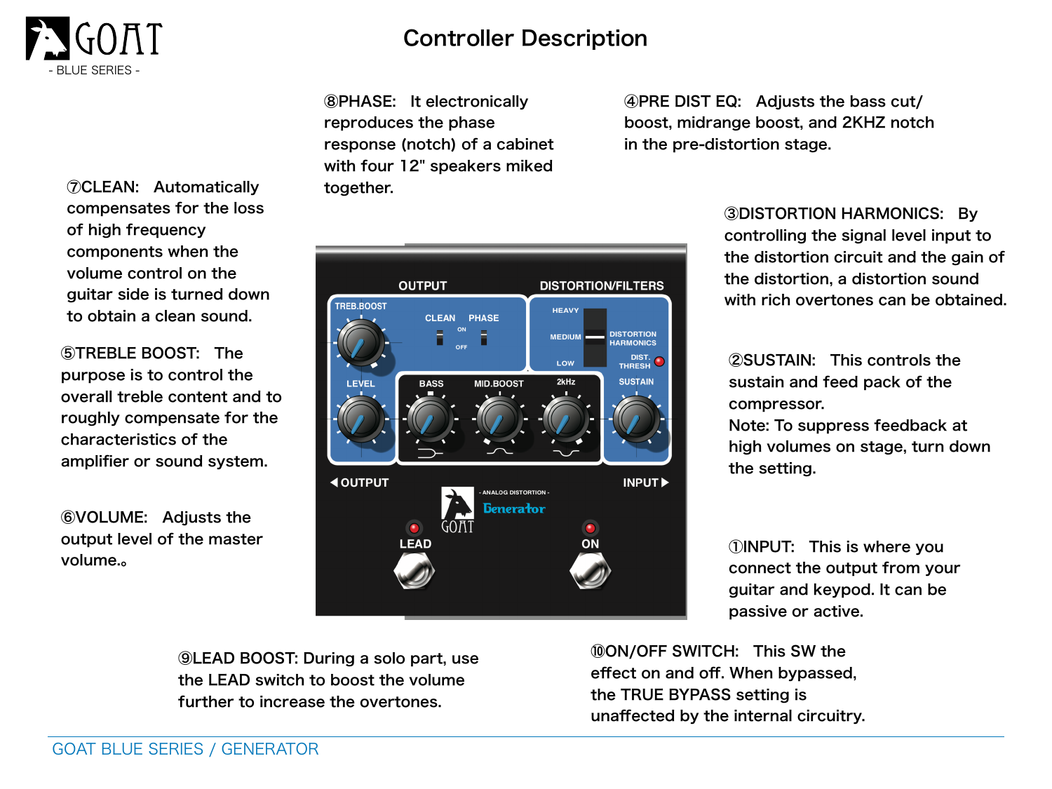# Controller Description

①INPUT: This is where you connect the output from your guitar and keypod. It can be passive or active.

②SUSTAIN: This controls the sustain and feed pack of the compressor.
Note: To suppress feedback at high volumes on stage, turn down the setting.

③DISTORTION HARMONICS: By controlling the signal level input to the distortion circuit and the gain of the distortion, a distortion sound with rich overtones can be obtained.

④PRE DIST EQ: Adjusts the bass cut/ boost, midrange boost, and 2KHZ notch in the pre-distortion stage.

⑤TREBLE BOOST: The purpose is to control the overall treble content and to roughly compensate for the characteristics of the amplifier or sound system.

⑥VOLUME: Adjusts the output level of the master volume.。

⑦CLEAN: Automatically compensates for the loss of high frequency components when the volume control on the guitar side is turned down to obtain a clean sound.

⑧PHASE: It electronically reproduces the phase response (notch) of a cabinet with four 12" speakers miked together.

⑨LEAD BOOST: During a solo part, use the LEAD switch to boost the volume further to increase the overtones.

⑩ON/OFF SWITCH: This SW the effect on and off. When bypassed, the TRUE BYPASS setting is unaffected by the internal circuitry.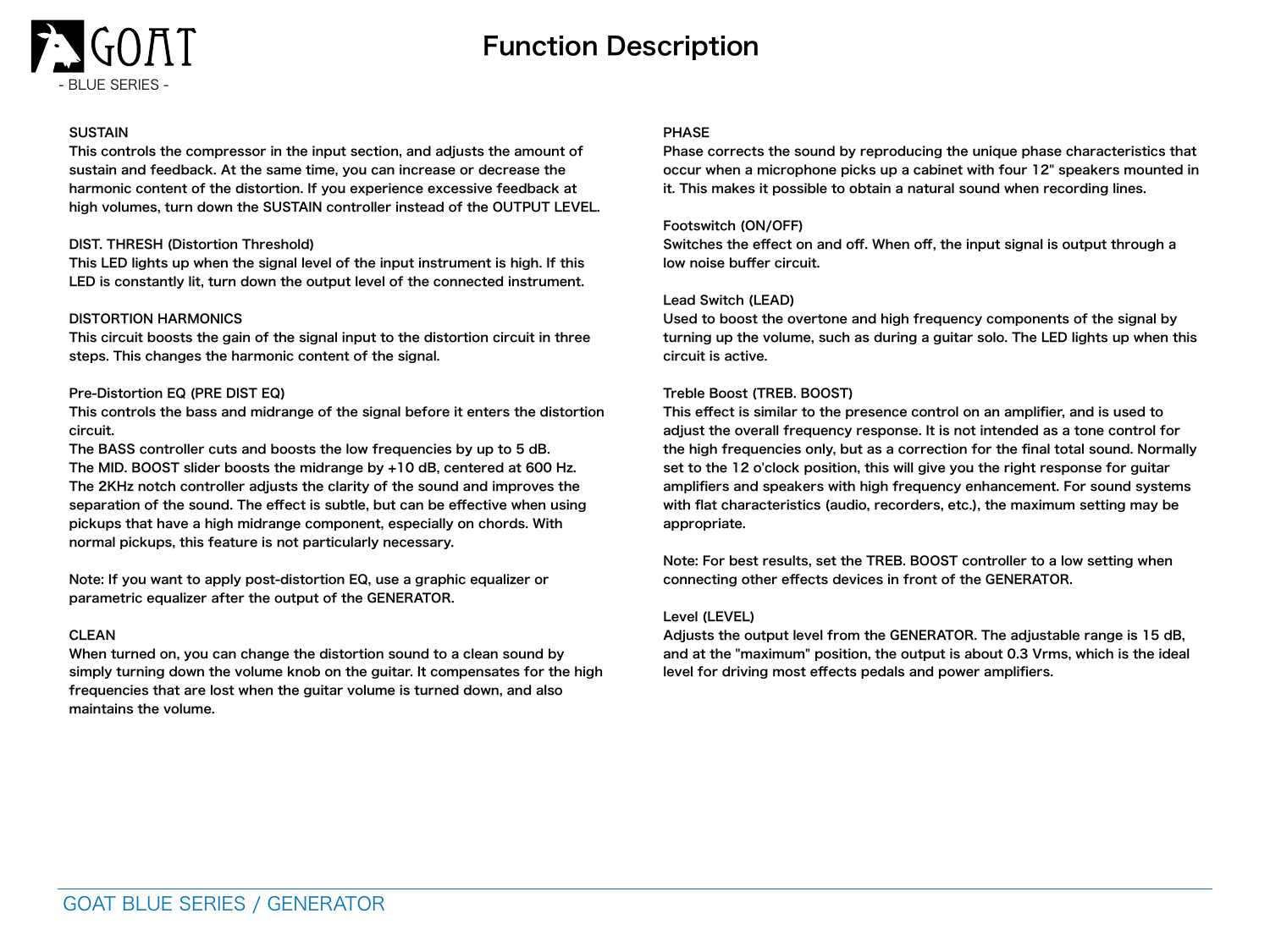# Function Description

### SUSTAIN

This controls the compressor in the input section, and adjusts the amount of sustain and feedback. At the same time, you can increase or decrease the harmonic content of the distortion. If you experience excessive feedback at high volumes, turn down the SUSTAIN controller instead of the OUTPUT LEVEL.

### DIST. THRESH (Distortion Threshold)

This LED lights up when the signal level of the input instrument is high. If this LED is constantly lit, turn down the output level of the connected instrument.

### DISTORTION HARMONICS

This circuit boosts the gain of the signal input to the distortion circuit in three steps. This changes the harmonic content of the signal.

### Pre-Distortion EQ (PRE DIST EQ)

This controls the bass and midrange of the signal before it enters the distortion circuit.
The BASS controller cuts and boosts the low frequencies by up to 5 dB.
The MID. BOOST slider boosts the midrange by +10 dB, centered at 600 Hz.
The 2KHz notch controller adjusts the clarity of the sound and improves the separation of the sound. The effect is subtle, but can be effective when using pickups that have a high midrange component, especially on chords. With normal pickups, this feature is not particularly necessary.

Note: If you want to apply post-distortion EQ, use a graphic equalizer or parametric equalizer after the output of the GENERATOR.

### CLEAN

When turned on, you can change the distortion sound to a clean sound by simply turning down the volume knob on the guitar. It compensates for the high frequencies that are lost when the guitar volume is turned down, and also maintains the volume.

### PHASE

Phase corrects the sound by reproducing the unique phase characteristics that occur when a microphone picks up a cabinet with four 12" speakers mounted in it. This makes it possible to obtain a natural sound when recording lines.

### Footswitch (ON/OFF)

Switches the effect on and off. When off, the input signal is output through a low noise buffer circuit.

### Lead Switch (LEAD)

Used to boost the overtone and high frequency components of the signal by turning up the volume, such as during a guitar solo. The LED lights up when this circuit is active.

### Treble Boost (TREB. BOOST)

This effect is similar to the presence control on an amplifier, and is used to adjust the overall frequency response. It is not intended as a tone control for the high frequencies only, but as a correction for the final total sound. Normally set to the 12 o'clock position, this will give you the right response for guitar amplifiers and speakers with high frequency enhancement. For sound systems with flat characteristics (audio, recorders, etc.), the maximum setting may be appropriate.

Note: For best results, set the TREB. BOOST controller to a low setting when connecting other effects devices in front of the GENERATOR.

### Level (LEVEL)

Adjusts the output level from the GENERATOR. The adjustable range is 15 dB, and at the "maximum" position, the output is about 0.3 Vrms, which is the ideal level for driving most effects pedals and power amplifiers.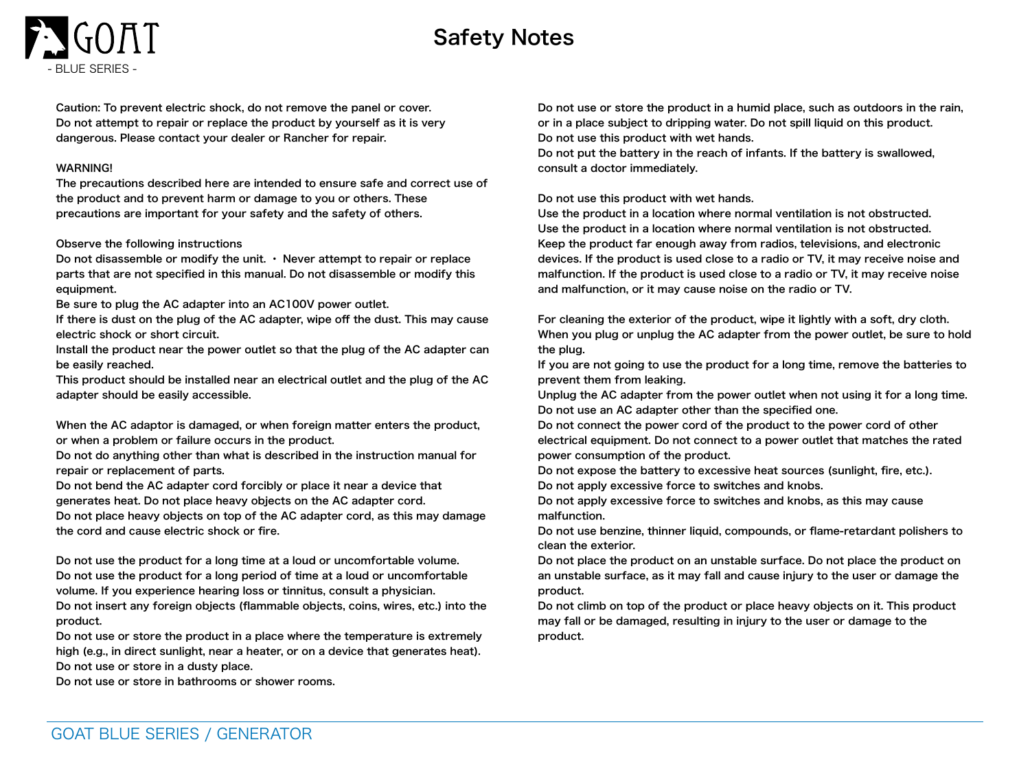# Safety Notes

Caution: To prevent electric shock, do not remove the panel or cover.
Do not attempt to repair or replace the product by yourself as it is very dangerous. Please contact your dealer or Rancher for repair.

WARNING!
The precautions described here are intended to ensure safe and correct use of the product and to prevent harm or damage to you or others. These precautions are important for your safety and the safety of others.

Observe the following instructions
Do not disassemble or modify the unit. ・ Never attempt to repair or replace parts that are not specified in this manual. Do not disassemble or modify this equipment.
Be sure to plug the AC adapter into an AC100V power outlet.
If there is dust on the plug of the AC adapter, wipe off the dust. This may cause electric shock or short circuit.
Install the product near the power outlet so that the plug of the AC adapter can be easily reached.
This product should be installed near an electrical outlet and the plug of the AC adapter should be easily accessible.

When the AC adaptor is damaged, or when foreign matter enters the product, or when a problem or failure occurs in the product.
Do not do anything other than what is described in the instruction manual for repair or replacement of parts.
Do not bend the AC adapter cord forcibly or place it near a device that generates heat. Do not place heavy objects on the AC adapter cord.
Do not place heavy objects on top of the AC adapter cord, as this may damage the cord and cause electric shock or fire.

Do not use the product for a long time at a loud or uncomfortable volume.
Do not use the product for a long period of time at a loud or uncomfortable volume. If you experience hearing loss or tinnitus, consult a physician.
Do not insert any foreign objects (flammable objects, coins, wires, etc.) into the product.
Do not use or store the product in a place where the temperature is extremely high (e.g., in direct sunlight, near a heater, or on a device that generates heat).
Do not use or store in a dusty place.
Do not use or store in bathrooms or shower rooms.

Do not use or store the product in a humid place, such as outdoors in the rain, or in a place subject to dripping water. Do not spill liquid on this product.
Do not use this product with wet hands.
Do not put the battery in the reach of infants. If the battery is swallowed, consult a doctor immediately.

Do not use this product with wet hands.
Use the product in a location where normal ventilation is not obstructed.
Use the product in a location where normal ventilation is not obstructed.
Keep the product far enough away from radios, televisions, and electronic devices. If the product is used close to a radio or TV, it may receive noise and malfunction. If the product is used close to a radio or TV, it may receive noise and malfunction, or it may cause noise on the radio or TV.

For cleaning the exterior of the product, wipe it lightly with a soft, dry cloth.
When you plug or unplug the AC adapter from the power outlet, be sure to hold the plug.
If you are not going to use the product for a long time, remove the batteries to prevent them from leaking.
Unplug the AC adapter from the power outlet when not using it for a long time.
Do not use an AC adapter other than the specified one.
Do not connect the power cord of the product to the power cord of other electrical equipment. Do not connect to a power outlet that matches the rated power consumption of the product.
Do not expose the battery to excessive heat sources (sunlight, fire, etc.).
Do not apply excessive force to switches and knobs.
Do not apply excessive force to switches and knobs, as this may cause malfunction.
Do not use benzine, thinner liquid, compounds, or flame-retardant polishers to clean the exterior.
Do not place the product on an unstable surface. Do not place the product on an unstable surface, as it may fall and cause injury to the user or damage the product.
Do not climb on top of the product or place heavy objects on it. This product may fall or be damaged, resulting in injury to the user or damage to the product.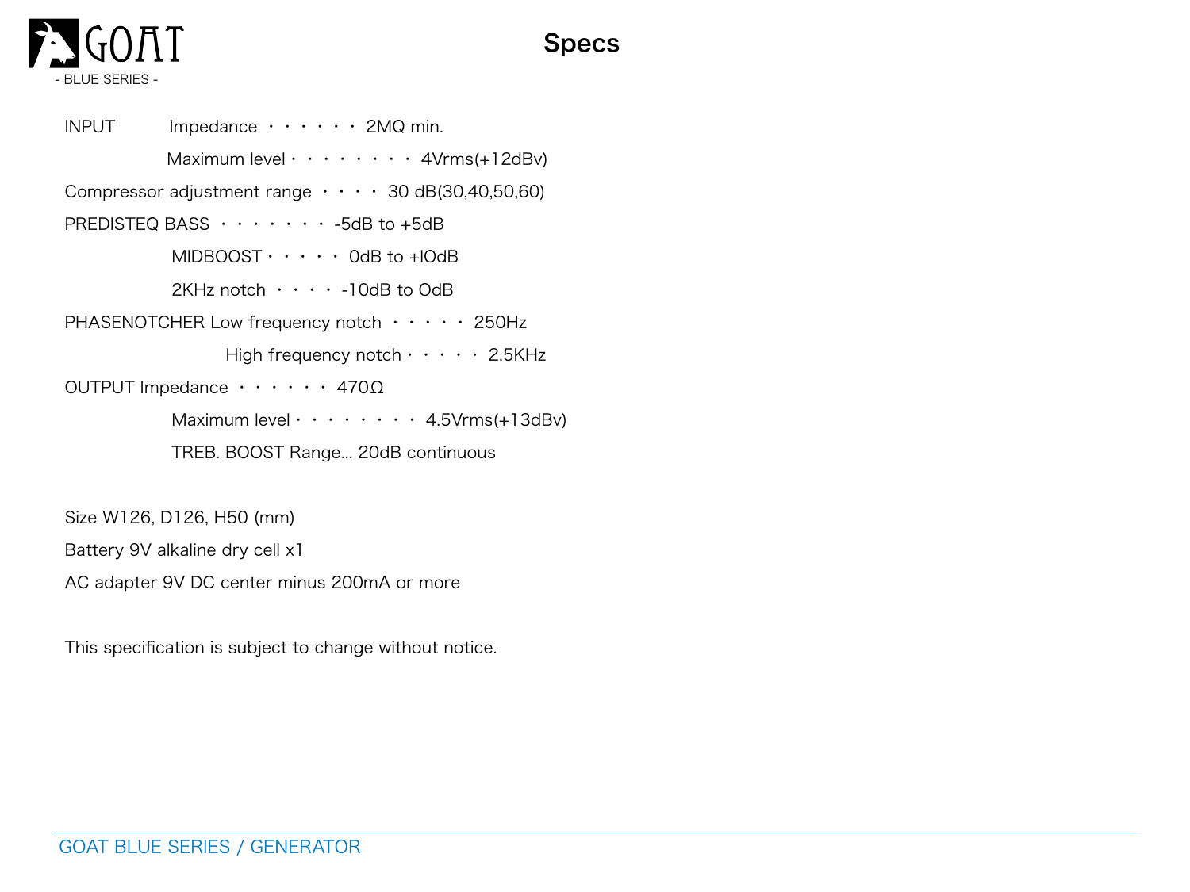GOAT
- BLUE SERIES -

# Specs

INPUT Impedance ・・・・・・ 2MQ min.

Maximum level・・・・・・・・ 4Vrms(+12dBv)

Compressor adjustment range ・・・・ 30 dB(30,40,50,60)

PREDISTEQ BASS ・・・・・・・ -5dB to +5dB

MIDBOOST・・・・・ 0dB to +lOdB

2KHz notch ・・・・ -10dB to OdB

PHASENOTCHER Low frequency notch ・・・・・ 250Hz

High frequency notch・・・・・ 2.5KHz

OUTPUT Impedance ・・・・・・ 470Ω

Maximum level・・・・・・・・ 4.5Vrms(+13dBv)

TREB. BOOST Range... 20dB continuous

Size W126, D126, H50 (mm)

Battery 9V alkaline dry cell x1

AC adapter 9V DC center minus 200mA or more

This specification is subject to change without notice.